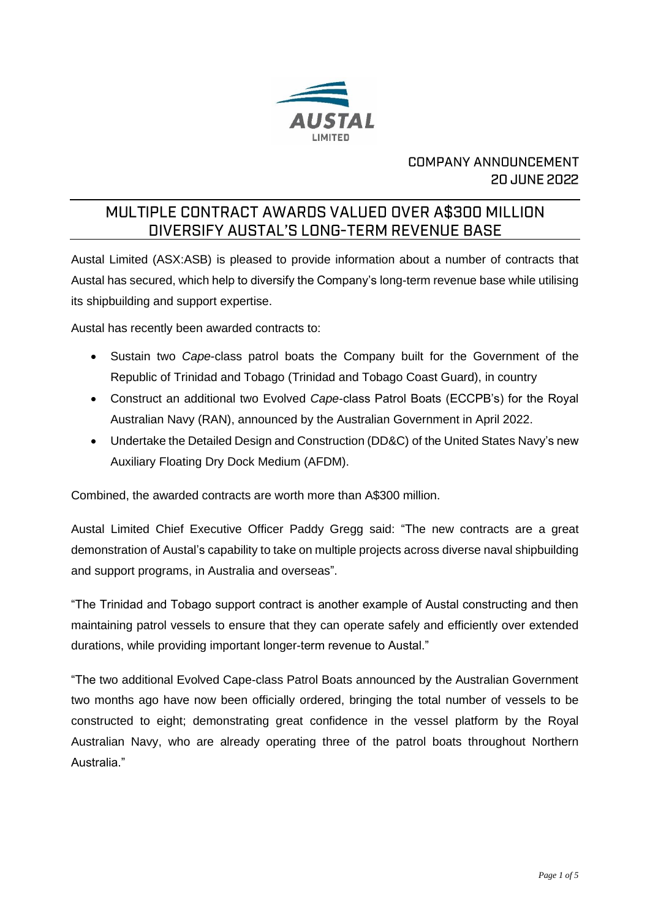AUSTAL
LIMITED

COMPANY ANNOUNCEMENT
20 JUNE 2022

# MULTIPLE CONTRACT AWARDS VALUED OVER A$300 MILLION DIVERSIFY AUSTAL'S LONG-TERM REVENUE BASE

Austal Limited (ASX:ASB) is pleased to provide information about a number of contracts that Austal has secured, which help to diversify the Company's long-term revenue base while utilising its shipbuilding and support expertise.

Austal has recently been awarded contracts to:

- Sustain two *Cape*-class patrol boats the Company built for the Government of the Republic of Trinidad and Tobago (Trinidad and Tobago Coast Guard), in country
- Construct an additional two Evolved *Cape*-class Patrol Boats (ECCPB's) for the Royal Australian Navy (RAN), announced by the Australian Government in April 2022.
- Undertake the Detailed Design and Construction (DD&C) of the United States Navy's new Auxiliary Floating Dry Dock Medium (AFDM).

Combined, the awarded contracts are worth more than A$300 million.

Austal Limited Chief Executive Officer Paddy Gregg said: "The new contracts are a great demonstration of Austal's capability to take on multiple projects across diverse naval shipbuilding and support programs, in Australia and overseas".

"The Trinidad and Tobago support contract is another example of Austal constructing and then maintaining patrol vessels to ensure that they can operate safely and efficiently over extended durations, while providing important longer-term revenue to Austal."

"The two additional Evolved Cape-class Patrol Boats announced by the Australian Government two months ago have now been officially ordered, bringing the total number of vessels to be constructed to eight; demonstrating great confidence in the vessel platform by the Royal Australian Navy, who are already operating three of the patrol boats throughout Northern Australia."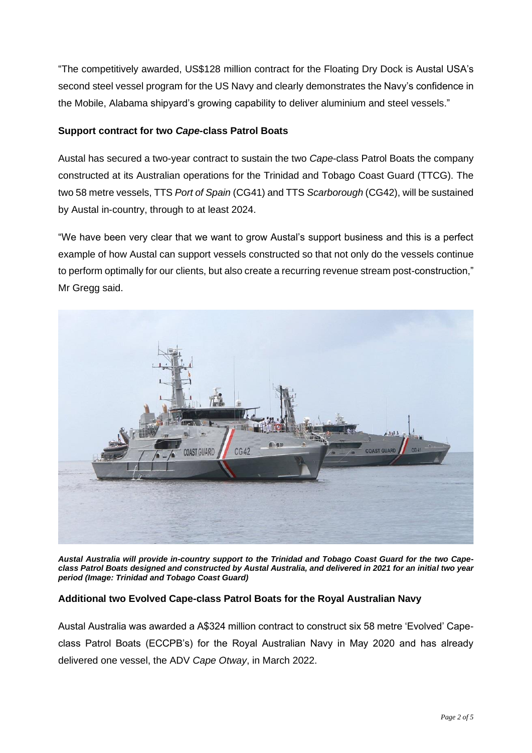"The competitively awarded, US$128 million contract for the Floating Dry Dock is Austal USA's second steel vessel program for the US Navy and clearly demonstrates the Navy's confidence in the Mobile, Alabama shipyard's growing capability to deliver aluminium and steel vessels."

**Support contract for two *Cape*-class Patrol Boats**

Austal has secured a two-year contract to sustain the two *Cape*-class Patrol Boats the company constructed at its Australian operations for the Trinidad and Tobago Coast Guard (TTCG). The two 58 metre vessels, TTS *Port of Spain* (CG41) and TTS *Scarborough* (CG42), will be sustained by Austal in-country, through to at least 2024.

"We have been very clear that we want to grow Austal's support business and this is a perfect example of how Austal can support vessels constructed so that not only do the vessels continue to perform optimally for our clients, but also create a recurring revenue stream post-construction," Mr Gregg said.

***Austal Australia will provide in-country support to the Trinidad and Tobago Coast Guard for the two Cape-class Patrol Boats designed and constructed by Austal Australia, and delivered in 2021 for an initial two year period (Image: Trinidad and Tobago Coast Guard)***

**Additional two Evolved Cape-class Patrol Boats for the Royal Australian Navy**

Austal Australia was awarded a A$324 million contract to construct six 58 metre 'Evolved' Cape-class Patrol Boats (ECCPB's) for the Royal Australian Navy in May 2020 and has already delivered one vessel, the ADV *Cape Otway*, in March 2022.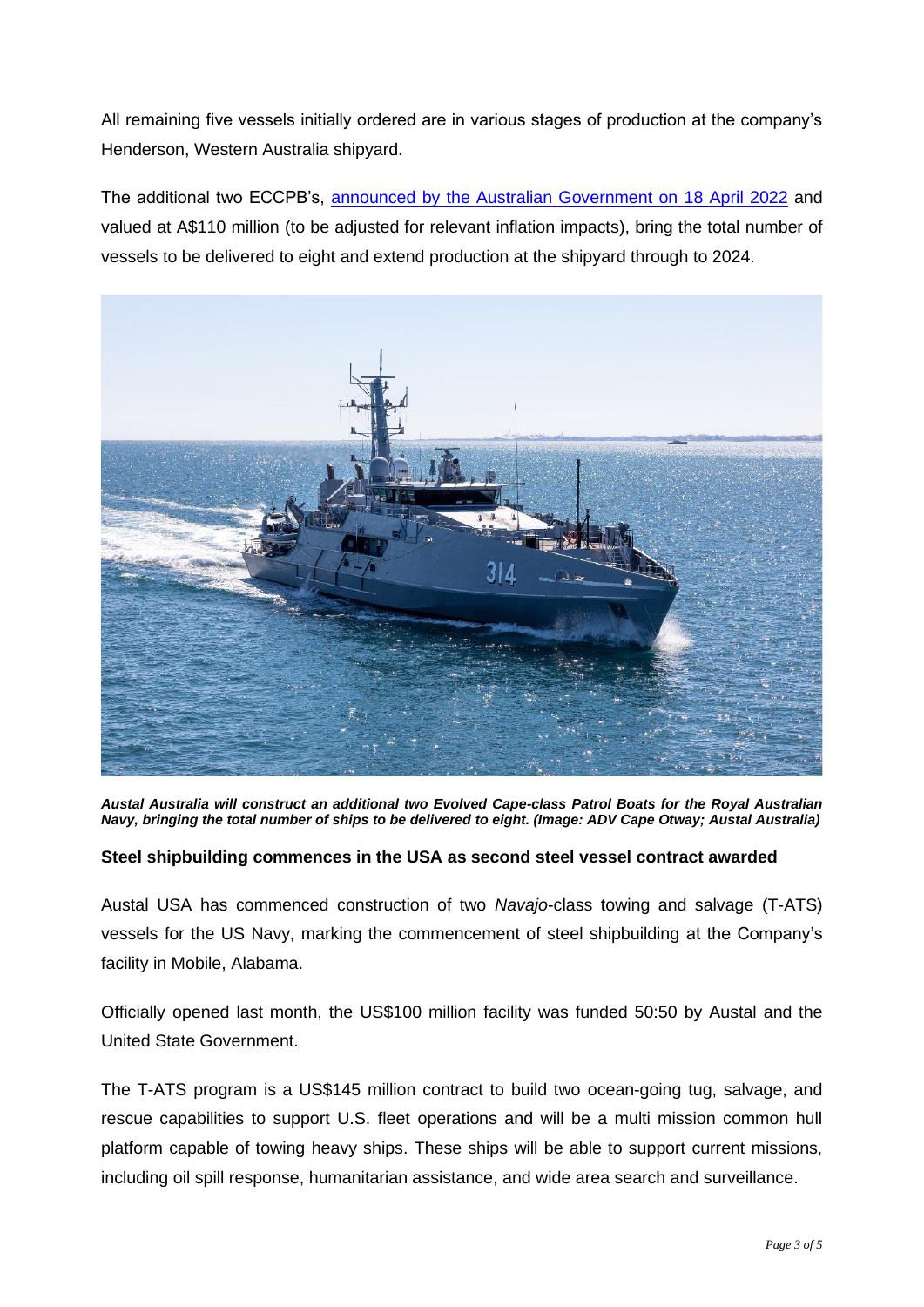All remaining five vessels initially ordered are in various stages of production at the company's Henderson, Western Australia shipyard.

The additional two ECCPB's, [announced by the Australian Government on 18 April 2022] and valued at A$110 million (to be adjusted for relevant inflation impacts), bring the total number of vessels to be delivered to eight and extend production at the shipyard through to 2024.

***Austal Australia will construct an additional two Evolved Cape-class Patrol Boats for the Royal Australian Navy, bringing the total number of ships to be delivered to eight. (Image: ADV Cape Otway; Austal Australia)***

**Steel shipbuilding commences in the USA as second steel vessel contract awarded**

Austal USA has commenced construction of two *Navajo*-class towing and salvage (T-ATS) vessels for the US Navy, marking the commencement of steel shipbuilding at the Company's facility in Mobile, Alabama.

Officially opened last month, the US$100 million facility was funded 50:50 by Austal and the United State Government.

The T-ATS program is a US$145 million contract to build two ocean-going tug, salvage, and rescue capabilities to support U.S. fleet operations and will be a multi mission common hull platform capable of towing heavy ships. These ships will be able to support current missions, including oil spill response, humanitarian assistance, and wide area search and surveillance.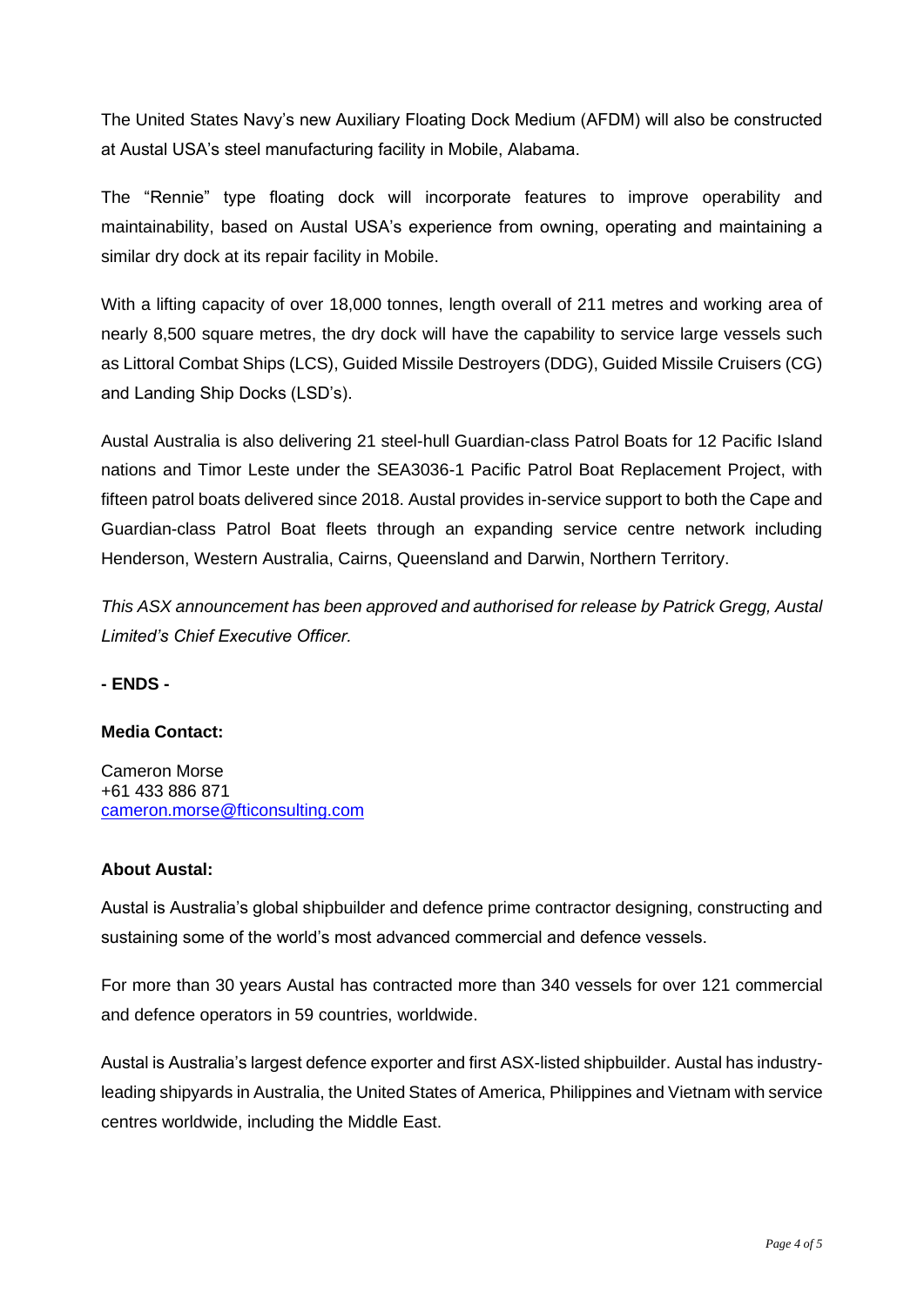The United States Navy's new Auxiliary Floating Dock Medium (AFDM) will also be constructed at Austal USA's steel manufacturing facility in Mobile, Alabama.

The "Rennie" type floating dock will incorporate features to improve operability and maintainability, based on Austal USA's experience from owning, operating and maintaining a similar dry dock at its repair facility in Mobile.

With a lifting capacity of over 18,000 tonnes, length overall of 211 metres and working area of nearly 8,500 square metres, the dry dock will have the capability to service large vessels such as Littoral Combat Ships (LCS), Guided Missile Destroyers (DDG), Guided Missile Cruisers (CG) and Landing Ship Docks (LSD's).

Austal Australia is also delivering 21 steel-hull Guardian-class Patrol Boats for 12 Pacific Island nations and Timor Leste under the SEA3036-1 Pacific Patrol Boat Replacement Project, with fifteen patrol boats delivered since 2018. Austal provides in-service support to both the Cape and Guardian-class Patrol Boat fleets through an expanding service centre network including Henderson, Western Australia, Cairns, Queensland and Darwin, Northern Territory.

*This ASX announcement has been approved and authorised for release by Patrick Gregg, Austal Limited's Chief Executive Officer.*

**- ENDS -**

**Media Contact:**

Cameron Morse
+61 433 886 871
cameron.morse@fticonsulting.com

**About Austal:**

Austal is Australia's global shipbuilder and defence prime contractor designing, constructing and sustaining some of the world's most advanced commercial and defence vessels.

For more than 30 years Austal has contracted more than 340 vessels for over 121 commercial and defence operators in 59 countries, worldwide.

Austal is Australia's largest defence exporter and first ASX-listed shipbuilder. Austal has industry-leading shipyards in Australia, the United States of America, Philippines and Vietnam with service centres worldwide, including the Middle East.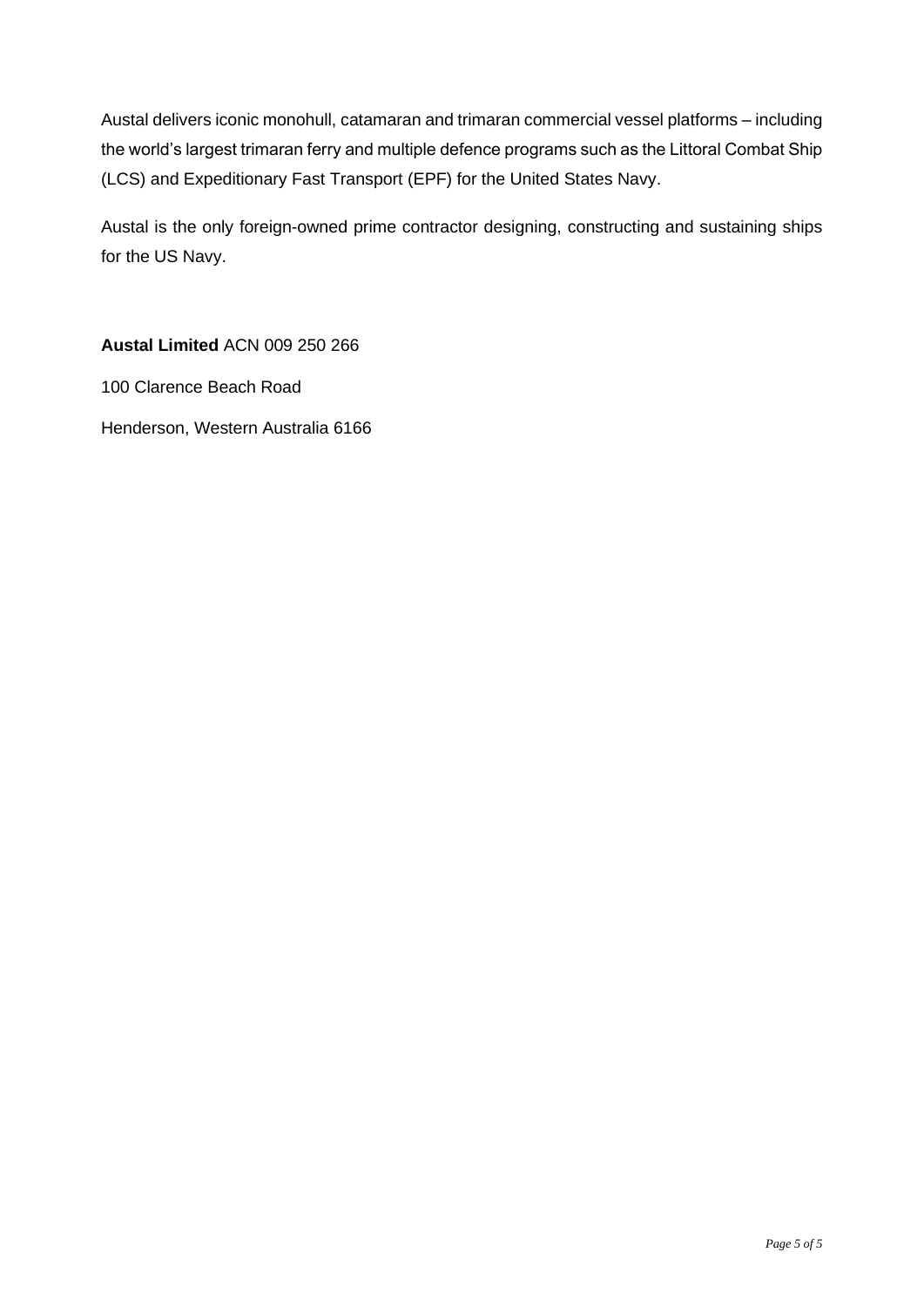Austal delivers iconic monohull, catamaran and trimaran commercial vessel platforms – including the world's largest trimaran ferry and multiple defence programs such as the Littoral Combat Ship (LCS) and Expeditionary Fast Transport (EPF) for the United States Navy.

Austal is the only foreign-owned prime contractor designing, constructing and sustaining ships for the US Navy.

**Austal Limited** ACN 009 250 266

100 Clarence Beach Road

Henderson, Western Australia 6166